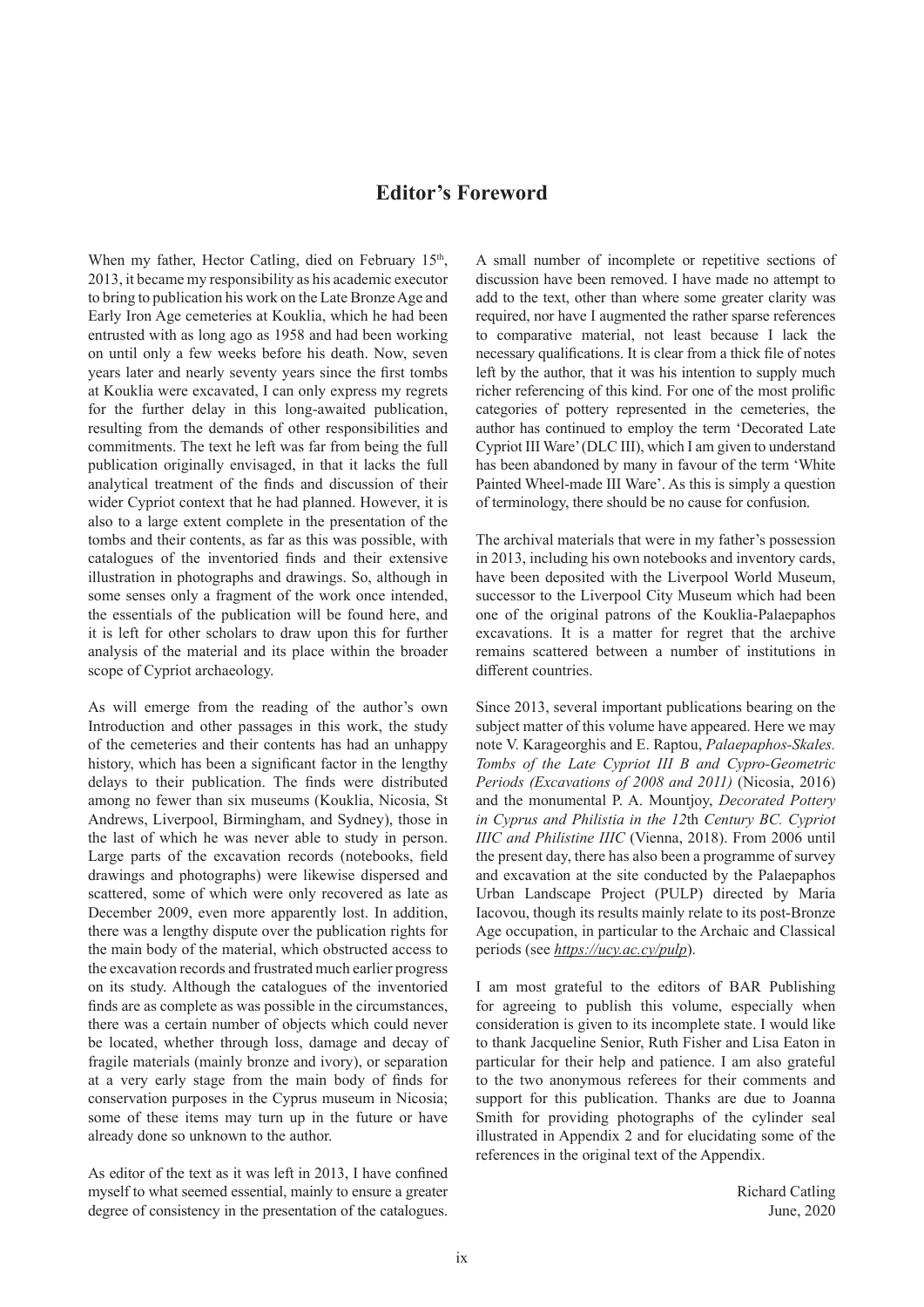## Editor's Foreword

When my father, Hector Catling, died on February 15th, 2013, it became my responsibility as his academic executor to bring to publication his work on the Late Bronze Age and Early Iron Age cemeteries at Kouklia, which he had been entrusted with as long ago as 1958 and had been working on until only a few weeks before his death. Now, seven years later and nearly seventy years since the first tombs at Kouklia were excavated, I can only express my regrets for the further delay in this long-awaited publication, resulting from the demands of other responsibilities and commitments. The text he left was far from being the full publication originally envisaged, in that it lacks the full analytical treatment of the finds and discussion of their wider Cypriot context that he had planned. However, it is also to a large extent complete in the presentation of the tombs and their contents, as far as this was possible, with catalogues of the inventoried finds and their extensive illustration in photographs and drawings. So, although in some senses only a fragment of the work once intended, the essentials of the publication will be found here, and it is left for other scholars to draw upon this for further analysis of the material and its place within the broader scope of Cypriot archaeology.

As will emerge from the reading of the author's own Introduction and other passages in this work, the study of the cemeteries and their contents has had an unhappy history, which has been a significant factor in the lengthy delays to their publication. The finds were distributed among no fewer than six museums (Kouklia, Nicosia, St Andrews, Liverpool, Birmingham, and Sydney), those in the last of which he was never able to study in person. Large parts of the excavation records (notebooks, field drawings and photographs) were likewise dispersed and scattered, some of which were only recovered as late as December 2009, even more apparently lost. In addition, there was a lengthy dispute over the publication rights for the main body of the material, which obstructed access to the excavation records and frustrated much earlier progress on its study. Although the catalogues of the inventoried finds are as complete as was possible in the circumstances, there was a certain number of objects which could never be located, whether through loss, damage and decay of fragile materials (mainly bronze and ivory), or separation at a very early stage from the main body of finds for conservation purposes in the Cyprus museum in Nicosia; some of these items may turn up in the future or have already done so unknown to the author.

As editor of the text as it was left in 2013, I have confined myself to what seemed essential, mainly to ensure a greater degree of consistency in the presentation of the catalogues. A small number of incomplete or repetitive sections of discussion have been removed. I have made no attempt to add to the text, other than where some greater clarity was required, nor have I augmented the rather sparse references to comparative material, not least because I lack the necessary qualifications. It is clear from a thick file of notes left by the author, that it was his intention to supply much richer referencing of this kind. For one of the most prolific categories of pottery represented in the cemeteries, the author has continued to employ the term 'Decorated Late Cypriot III Ware' (DLC III), which I am given to understand has been abandoned by many in favour of the term 'White Painted Wheel-made III Ware'. As this is simply a question of terminology, there should be no cause for confusion.

The archival materials that were in my father's possession in 2013, including his own notebooks and inventory cards, have been deposited with the Liverpool World Museum, successor to the Liverpool City Museum which had been one of the original patrons of the Kouklia-Palaepaphos excavations. It is a matter for regret that the archive remains scattered between a number of institutions in different countries.

Since 2013, several important publications bearing on the subject matter of this volume have appeared. Here we may note V. Karageorghis and E. Raptou, *Palaepaphos-Skales. Tombs of the Late Cypriot III B and Cypro-Geometric Periods (Excavations of 2008 and 2011)* (Nicosia, 2016) and the monumental P. A. Mountjoy, *Decorated Pottery in Cyprus and Philistia in the 12*th *Century BC. Cypriot IIIC and Philistine IIIC* (Vienna, 2018). From 2006 until the present day, there has also been a programme of survey and excavation at the site conducted by the Palaepaphos Urban Landscape Project (PULP) directed by Maria Iacovou, though its results mainly relate to its post-Bronze Age occupation, in particular to the Archaic and Classical periods (see *https://ucy.ac.cy/pulp*).

I am most grateful to the editors of BAR Publishing for agreeing to publish this volume, especially when consideration is given to its incomplete state. I would like to thank Jacqueline Senior, Ruth Fisher and Lisa Eaton in particular for their help and patience. I am also grateful to the two anonymous referees for their comments and support for this publication. Thanks are due to Joanna Smith for providing photographs of the cylinder seal illustrated in Appendix 2 and for elucidating some of the references in the original text of the Appendix.

Richard Catling
June, 2020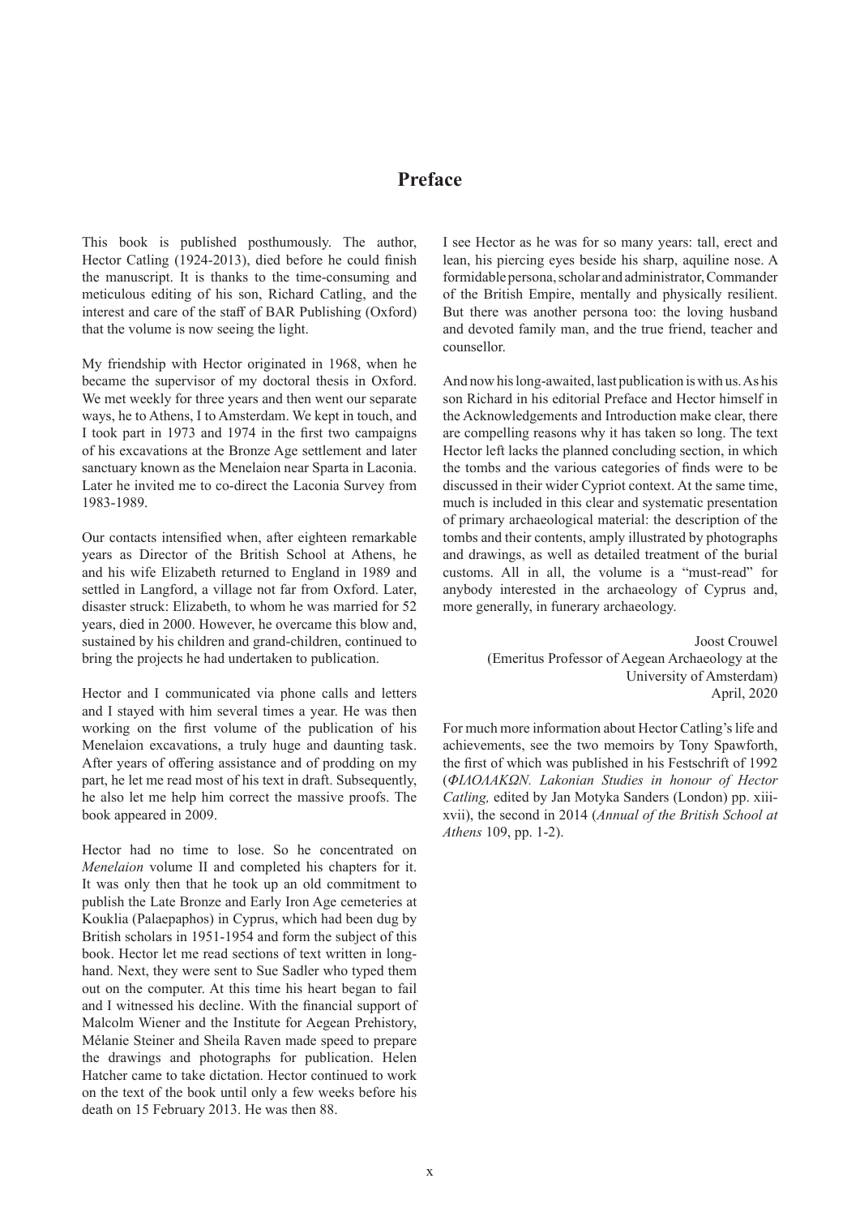# Preface

This book is published posthumously. The author, Hector Catling (1924-2013), died before he could finish the manuscript. It is thanks to the time-consuming and meticulous editing of his son, Richard Catling, and the interest and care of the staff of BAR Publishing (Oxford) that the volume is now seeing the light.

My friendship with Hector originated in 1968, when he became the supervisor of my doctoral thesis in Oxford. We met weekly for three years and then went our separate ways, he to Athens, I to Amsterdam. We kept in touch, and I took part in 1973 and 1974 in the first two campaigns of his excavations at the Bronze Age settlement and later sanctuary known as the Menelaion near Sparta in Laconia. Later he invited me to co-direct the Laconia Survey from 1983-1989.

Our contacts intensified when, after eighteen remarkable years as Director of the British School at Athens, he and his wife Elizabeth returned to England in 1989 and settled in Langford, a village not far from Oxford. Later, disaster struck: Elizabeth, to whom he was married for 52 years, died in 2000. However, he overcame this blow and, sustained by his children and grand-children, continued to bring the projects he had undertaken to publication.

Hector and I communicated via phone calls and letters and I stayed with him several times a year. He was then working on the first volume of the publication of his Menelaion excavations, a truly huge and daunting task. After years of offering assistance and of prodding on my part, he let me read most of his text in draft. Subsequently, he also let me help him correct the massive proofs. The book appeared in 2009.

Hector had no time to lose. So he concentrated on *Menelaion* volume II and completed his chapters for it. It was only then that he took up an old commitment to publish the Late Bronze and Early Iron Age cemeteries at Kouklia (Palaepaphos) in Cyprus, which had been dug by British scholars in 1951-1954 and form the subject of this book. Hector let me read sections of text written in long-hand. Next, they were sent to Sue Sadler who typed them out on the computer. At this time his heart began to fail and I witnessed his decline. With the financial support of Malcolm Wiener and the Institute for Aegean Prehistory, Mélanie Steiner and Sheila Raven made speed to prepare the drawings and photographs for publication. Helen Hatcher came to take dictation. Hector continued to work on the text of the book until only a few weeks before his death on 15 February 2013. He was then 88.

I see Hector as he was for so many years: tall, erect and lean, his piercing eyes beside his sharp, aquiline nose. A formidable persona, scholar and administrator, Commander of the British Empire, mentally and physically resilient. But there was another persona too: the loving husband and devoted family man, and the true friend, teacher and counsellor.

And now his long-awaited, last publication is with us. As his son Richard in his editorial Preface and Hector himself in the Acknowledgements and Introduction make clear, there are compelling reasons why it has taken so long. The text Hector left lacks the planned concluding section, in which the tombs and the various categories of finds were to be discussed in their wider Cypriot context. At the same time, much is included in this clear and systematic presentation of primary archaeological material: the description of the tombs and their contents, amply illustrated by photographs and drawings, as well as detailed treatment of the burial customs. All in all, the volume is a "must-read" for anybody interested in the archaeology of Cyprus and, more generally, in funerary archaeology.

Joost Crouwel
(Emeritus Professor of Aegean Archaeology at the University of Amsterdam)
April, 2020

For much more information about Hector Catling's life and achievements, see the two memoirs by Tony Spawforth, the first of which was published in his Festschrift of 1992 (*ΦΙΛΟΛΑΚΩΝ. Lakonian Studies in honour of Hector Catling,* edited by Jan Motyka Sanders (London) pp. xiii-xvii), the second in 2014 (*Annual of the British School at Athens* 109, pp. 1-2).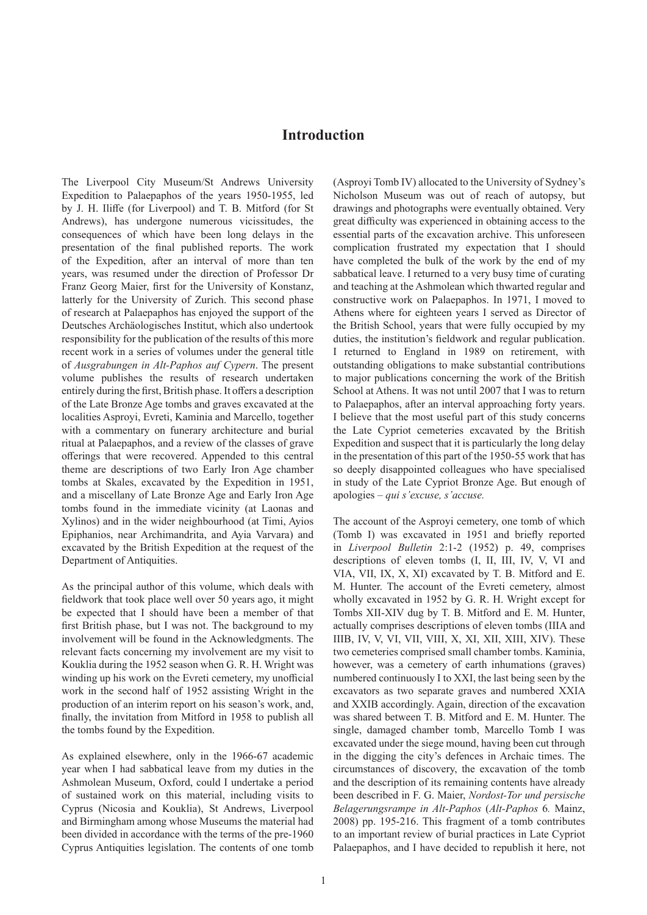# Introduction

The Liverpool City Museum/St Andrews University Expedition to Palaepaphos of the years 1950-1955, led by J. H. Iliffe (for Liverpool) and T. B. Mitford (for St Andrews), has undergone numerous vicissitudes, the consequences of which have been long delays in the presentation of the final published reports. The work of the Expedition, after an interval of more than ten years, was resumed under the direction of Professor Dr Franz Georg Maier, first for the University of Konstanz, latterly for the University of Zurich. This second phase of research at Palaepaphos has enjoyed the support of the Deutsches Archäologisches Institut, which also undertook responsibility for the publication of the results of this more recent work in a series of volumes under the general title of *Ausgrabungen in Alt-Paphos auf Cypern*. The present volume publishes the results of research undertaken entirely during the first, British phase. It offers a description of the Late Bronze Age tombs and graves excavated at the localities Asproyi, Evreti, Kaminia and Marcello, together with a commentary on funerary architecture and burial ritual at Palaepaphos, and a review of the classes of grave offerings that were recovered. Appended to this central theme are descriptions of two Early Iron Age chamber tombs at Skales, excavated by the Expedition in 1951, and a miscellany of Late Bronze Age and Early Iron Age tombs found in the immediate vicinity (at Laonas and Xylinos) and in the wider neighbourhood (at Timi, Ayios Epiphanios, near Archimandrita, and Ayia Varvara) and excavated by the British Expedition at the request of the Department of Antiquities.

As the principal author of this volume, which deals with fieldwork that took place well over 50 years ago, it might be expected that I should have been a member of that first British phase, but I was not. The background to my involvement will be found in the Acknowledgments. The relevant facts concerning my involvement are my visit to Kouklia during the 1952 season when G. R. H. Wright was winding up his work on the Evreti cemetery, my unofficial work in the second half of 1952 assisting Wright in the production of an interim report on his season's work, and, finally, the invitation from Mitford in 1958 to publish all the tombs found by the Expedition.

As explained elsewhere, only in the 1966-67 academic year when I had sabbatical leave from my duties in the Ashmolean Museum, Oxford, could I undertake a period of sustained work on this material, including visits to Cyprus (Nicosia and Kouklia), St Andrews, Liverpool and Birmingham among whose Museums the material had been divided in accordance with the terms of the pre-1960 Cyprus Antiquities legislation. The contents of one tomb (Asproyi Tomb IV) allocated to the University of Sydney's Nicholson Museum was out of reach of autopsy, but drawings and photographs were eventually obtained. Very great difficulty was experienced in obtaining access to the essential parts of the excavation archive. This unforeseen complication frustrated my expectation that I should have completed the bulk of the work by the end of my sabbatical leave. I returned to a very busy time of curating and teaching at the Ashmolean which thwarted regular and constructive work on Palaepaphos. In 1971, I moved to Athens where for eighteen years I served as Director of the British School, years that were fully occupied by my duties, the institution's fieldwork and regular publication. I returned to England in 1989 on retirement, with outstanding obligations to make substantial contributions to major publications concerning the work of the British School at Athens. It was not until 2007 that I was to return to Palaepaphos, after an interval approaching forty years. I believe that the most useful part of this study concerns the Late Cypriot cemeteries excavated by the British Expedition and suspect that it is particularly the long delay in the presentation of this part of the 1950-55 work that has so deeply disappointed colleagues who have specialised in study of the Late Cypriot Bronze Age. But enough of apologies – *qui s'excuse, s'accuse.*

The account of the Asproyi cemetery, one tomb of which (Tomb I) was excavated in 1951 and briefly reported in *Liverpool Bulletin* 2:1-2 (1952) p. 49, comprises descriptions of eleven tombs (I, II, III, IV, V, VI and VIA, VII, IX, X, XI) excavated by T. B. Mitford and E. M. Hunter. The account of the Evreti cemetery, almost wholly excavated in 1952 by G. R. H. Wright except for Tombs XII-XIV dug by T. B. Mitford and E. M. Hunter, actually comprises descriptions of eleven tombs (IIIA and IIIB, IV, V, VI, VII, VIII, X, XI, XII, XIII, XIV). These two cemeteries comprised small chamber tombs. Kaminia, however, was a cemetery of earth inhumations (graves) numbered continuously I to XXI, the last being seen by the excavators as two separate graves and numbered XXIA and XXIB accordingly. Again, direction of the excavation was shared between T. B. Mitford and E. M. Hunter. The single, damaged chamber tomb, Marcello Tomb I was excavated under the siege mound, having been cut through in the digging the city's defences in Archaic times. The circumstances of discovery, the excavation of the tomb and the description of its remaining contents have already been described in F. G. Maier, *Nordost-Tor und persische Belagerungsrampe in Alt-Paphos* (*Alt-Paphos* 6*.* Mainz, 2008) pp. 195-216. This fragment of a tomb contributes to an important review of burial practices in Late Cypriot Palaepaphos, and I have decided to republish it here, not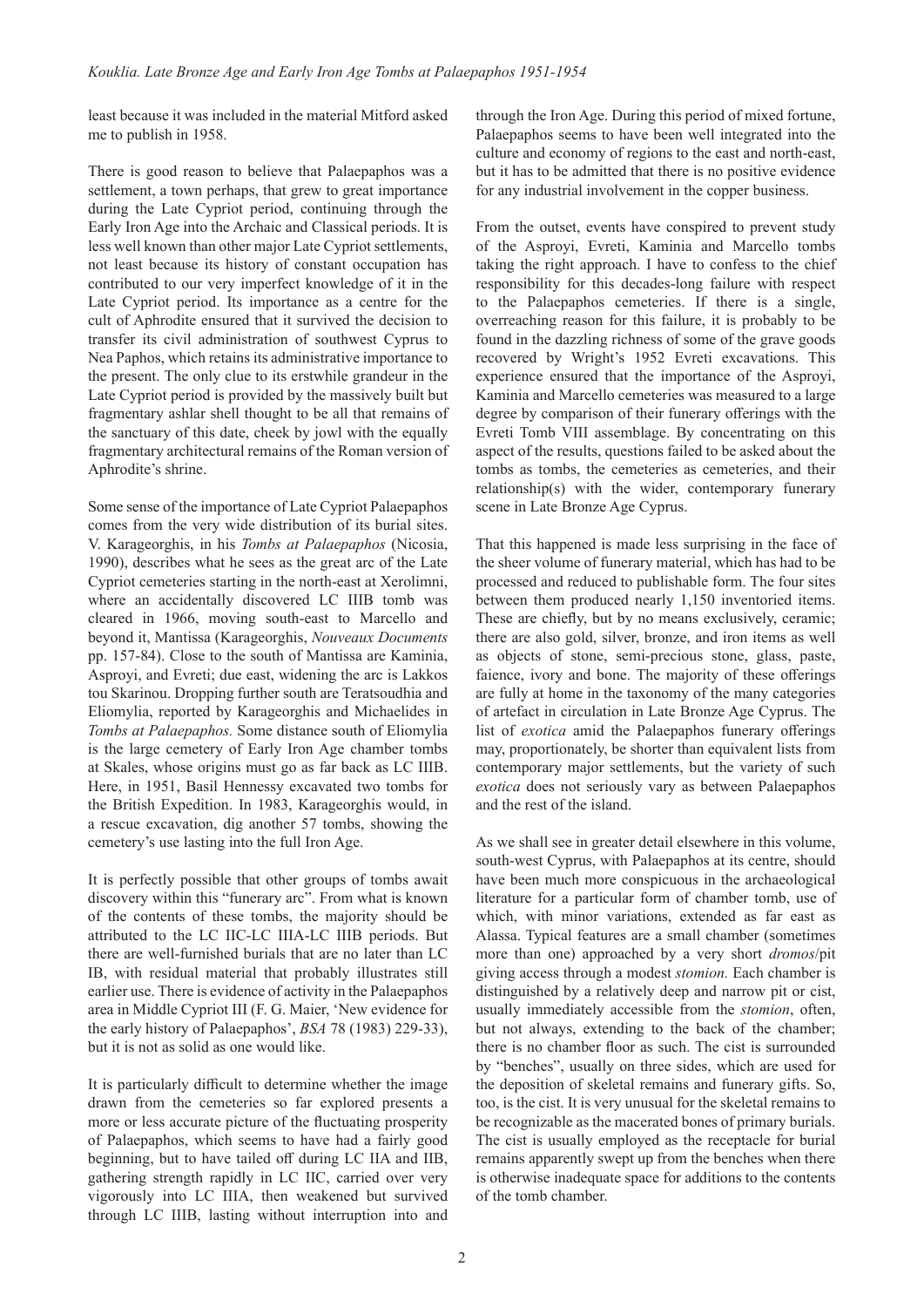least because it was included in the material Mitford asked me to publish in 1958.

There is good reason to believe that Palaepaphos was a settlement, a town perhaps, that grew to great importance during the Late Cypriot period, continuing through the Early Iron Age into the Archaic and Classical periods. It is less well known than other major Late Cypriot settlements, not least because its history of constant occupation has contributed to our very imperfect knowledge of it in the Late Cypriot period. Its importance as a centre for the cult of Aphrodite ensured that it survived the decision to transfer its civil administration of southwest Cyprus to Nea Paphos, which retains its administrative importance to the present. The only clue to its erstwhile grandeur in the Late Cypriot period is provided by the massively built but fragmentary ashlar shell thought to be all that remains of the sanctuary of this date, cheek by jowl with the equally fragmentary architectural remains of the Roman version of Aphrodite's shrine.

Some sense of the importance of Late Cypriot Palaepaphos comes from the very wide distribution of its burial sites. V. Karageorghis, in his *Tombs at Palaepaphos* (Nicosia, 1990), describes what he sees as the great arc of the Late Cypriot cemeteries starting in the north-east at Xerolimni, where an accidentally discovered LC IIIB tomb was cleared in 1966, moving south-east to Marcello and beyond it, Mantissa (Karageorghis, *Nouveaux Documents* pp. 157-84). Close to the south of Mantissa are Kaminia, Asproyi, and Evreti; due east, widening the arc is Lakkos tou Skarinou. Dropping further south are Teratsoudhia and Eliomylia, reported by Karageorghis and Michaelides in *Tombs at Palaepaphos.* Some distance south of Eliomylia is the large cemetery of Early Iron Age chamber tombs at Skales, whose origins must go as far back as LC IIIB. Here, in 1951, Basil Hennessy excavated two tombs for the British Expedition. In 1983, Karageorghis would, in a rescue excavation, dig another 57 tombs, showing the cemetery's use lasting into the full Iron Age.

It is perfectly possible that other groups of tombs await discovery within this "funerary arc". From what is known of the contents of these tombs, the majority should be attributed to the LC IIC-LC IIIA-LC IIIB periods. But there are well-furnished burials that are no later than LC IB, with residual material that probably illustrates still earlier use. There is evidence of activity in the Palaepaphos area in Middle Cypriot III (F. G. Maier, 'New evidence for the early history of Palaepaphos', *BSA* 78 (1983) 229-33), but it is not as solid as one would like.

It is particularly difficult to determine whether the image drawn from the cemeteries so far explored presents a more or less accurate picture of the fluctuating prosperity of Palaepaphos, which seems to have had a fairly good beginning, but to have tailed off during LC IIA and IIB, gathering strength rapidly in LC IIC, carried over very vigorously into LC IIIA, then weakened but survived through LC IIIB, lasting without interruption into and through the Iron Age. During this period of mixed fortune, Palaepaphos seems to have been well integrated into the culture and economy of regions to the east and north-east, but it has to be admitted that there is no positive evidence for any industrial involvement in the copper business.

From the outset, events have conspired to prevent study of the Asproyi, Evreti, Kaminia and Marcello tombs taking the right approach. I have to confess to the chief responsibility for this decades-long failure with respect to the Palaepaphos cemeteries. If there is a single, overreaching reason for this failure, it is probably to be found in the dazzling richness of some of the grave goods recovered by Wright's 1952 Evreti excavations. This experience ensured that the importance of the Asproyi, Kaminia and Marcello cemeteries was measured to a large degree by comparison of their funerary offerings with the Evreti Tomb VIII assemblage. By concentrating on this aspect of the results, questions failed to be asked about the tombs as tombs, the cemeteries as cemeteries, and their relationship(s) with the wider, contemporary funerary scene in Late Bronze Age Cyprus.

That this happened is made less surprising in the face of the sheer volume of funerary material, which has had to be processed and reduced to publishable form. The four sites between them produced nearly 1,150 inventoried items. These are chiefly, but by no means exclusively, ceramic; there are also gold, silver, bronze, and iron items as well as objects of stone, semi-precious stone, glass, paste, faience, ivory and bone. The majority of these offerings are fully at home in the taxonomy of the many categories of artefact in circulation in Late Bronze Age Cyprus. The list of *exotica* amid the Palaepaphos funerary offerings may, proportionately, be shorter than equivalent lists from contemporary major settlements, but the variety of such *exotica* does not seriously vary as between Palaepaphos and the rest of the island.

As we shall see in greater detail elsewhere in this volume, south-west Cyprus, with Palaepaphos at its centre, should have been much more conspicuous in the archaeological literature for a particular form of chamber tomb, use of which, with minor variations, extended as far east as Alassa. Typical features are a small chamber (sometimes more than one) approached by a very short *dromos*/pit giving access through a modest *stomion.* Each chamber is distinguished by a relatively deep and narrow pit or cist, usually immediately accessible from the *stomion*, often, but not always, extending to the back of the chamber; there is no chamber floor as such. The cist is surrounded by "benches", usually on three sides, which are used for the deposition of skeletal remains and funerary gifts. So, too, is the cist. It is very unusual for the skeletal remains to be recognizable as the macerated bones of primary burials. The cist is usually employed as the receptacle for burial remains apparently swept up from the benches when there is otherwise inadequate space for additions to the contents of the tomb chamber.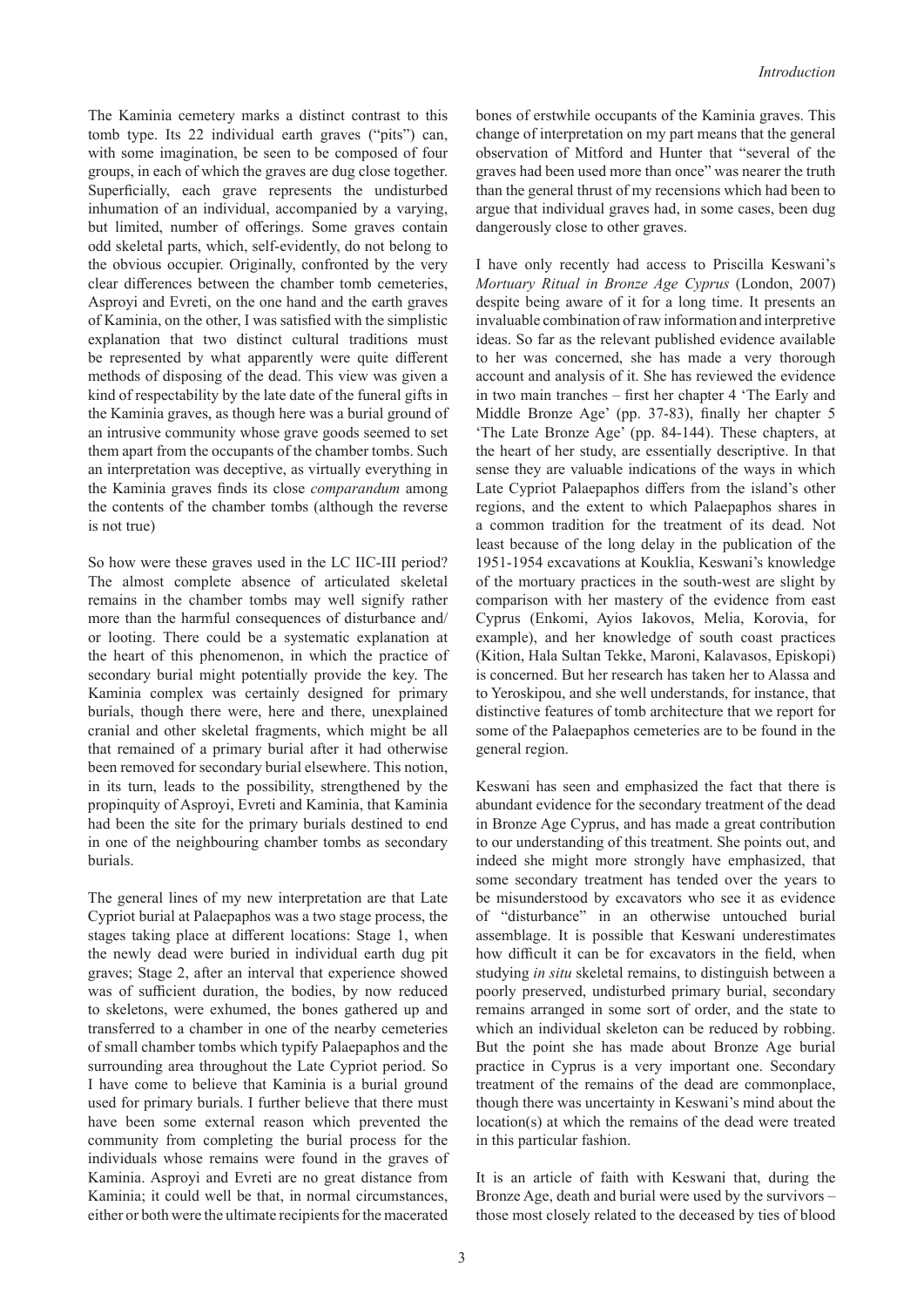The Kaminia cemetery marks a distinct contrast to this tomb type. Its 22 individual earth graves ("pits") can, with some imagination, be seen to be composed of four groups, in each of which the graves are dug close together. Superficially, each grave represents the undisturbed inhumation of an individual, accompanied by a varying, but limited, number of offerings. Some graves contain odd skeletal parts, which, self-evidently, do not belong to the obvious occupier. Originally, confronted by the very clear differences between the chamber tomb cemeteries, Asproyi and Evreti, on the one hand and the earth graves of Kaminia, on the other, I was satisfied with the simplistic explanation that two distinct cultural traditions must be represented by what apparently were quite different methods of disposing of the dead. This view was given a kind of respectability by the late date of the funeral gifts in the Kaminia graves, as though here was a burial ground of an intrusive community whose grave goods seemed to set them apart from the occupants of the chamber tombs. Such an interpretation was deceptive, as virtually everything in the Kaminia graves finds its close *comparandum* among the contents of the chamber tombs (although the reverse is not true)

So how were these graves used in the LC IIC-III period? The almost complete absence of articulated skeletal remains in the chamber tombs may well signify rather more than the harmful consequences of disturbance and/or looting. There could be a systematic explanation at the heart of this phenomenon, in which the practice of secondary burial might potentially provide the key. The Kaminia complex was certainly designed for primary burials, though there were, here and there, unexplained cranial and other skeletal fragments, which might be all that remained of a primary burial after it had otherwise been removed for secondary burial elsewhere. This notion, in its turn, leads to the possibility, strengthened by the propinquity of Asproyi, Evreti and Kaminia, that Kaminia had been the site for the primary burials destined to end in one of the neighbouring chamber tombs as secondary burials.

The general lines of my new interpretation are that Late Cypriot burial at Palaepaphos was a two stage process, the stages taking place at different locations: Stage 1, when the newly dead were buried in individual earth dug pit graves; Stage 2, after an interval that experience showed was of sufficient duration, the bodies, by now reduced to skeletons, were exhumed, the bones gathered up and transferred to a chamber in one of the nearby cemeteries of small chamber tombs which typify Palaepaphos and the surrounding area throughout the Late Cypriot period. So I have come to believe that Kaminia is a burial ground used for primary burials. I further believe that there must have been some external reason which prevented the community from completing the burial process for the individuals whose remains were found in the graves of Kaminia. Asproyi and Evreti are no great distance from Kaminia; it could well be that, in normal circumstances, either or both were the ultimate recipients for the macerated bones of erstwhile occupants of the Kaminia graves. This change of interpretation on my part means that the general observation of Mitford and Hunter that "several of the graves had been used more than once" was nearer the truth than the general thrust of my recensions which had been to argue that individual graves had, in some cases, been dug dangerously close to other graves.

I have only recently had access to Priscilla Keswani's *Mortuary Ritual in Bronze Age Cyprus* (London, 2007) despite being aware of it for a long time. It presents an invaluable combination of raw information and interpretive ideas. So far as the relevant published evidence available to her was concerned, she has made a very thorough account and analysis of it. She has reviewed the evidence in two main tranches – first her chapter 4 'The Early and Middle Bronze Age' (pp. 37-83), finally her chapter 5 'The Late Bronze Age' (pp. 84-144). These chapters, at the heart of her study, are essentially descriptive. In that sense they are valuable indications of the ways in which Late Cypriot Palaepaphos differs from the island's other regions, and the extent to which Palaepaphos shares in a common tradition for the treatment of its dead. Not least because of the long delay in the publication of the 1951-1954 excavations at Kouklia, Keswani's knowledge of the mortuary practices in the south-west are slight by comparison with her mastery of the evidence from east Cyprus (Enkomi, Ayios Iakovos, Melia, Korovia, for example), and her knowledge of south coast practices (Kition, Hala Sultan Tekke, Maroni, Kalavasos, Episkopi) is concerned. But her research has taken her to Alassa and to Yeroskipou, and she well understands, for instance, that distinctive features of tomb architecture that we report for some of the Palaepaphos cemeteries are to be found in the general region.

Keswani has seen and emphasized the fact that there is abundant evidence for the secondary treatment of the dead in Bronze Age Cyprus, and has made a great contribution to our understanding of this treatment. She points out, and indeed she might more strongly have emphasized, that some secondary treatment has tended over the years to be misunderstood by excavators who see it as evidence of "disturbance" in an otherwise untouched burial assemblage. It is possible that Keswani underestimates how difficult it can be for excavators in the field, when studying *in situ* skeletal remains, to distinguish between a poorly preserved, undisturbed primary burial, secondary remains arranged in some sort of order, and the state to which an individual skeleton can be reduced by robbing. But the point she has made about Bronze Age burial practice in Cyprus is a very important one. Secondary treatment of the remains of the dead are commonplace, though there was uncertainty in Keswani's mind about the location(s) at which the remains of the dead were treated in this particular fashion.

It is an article of faith with Keswani that, during the Bronze Age, death and burial were used by the survivors – those most closely related to the deceased by ties of blood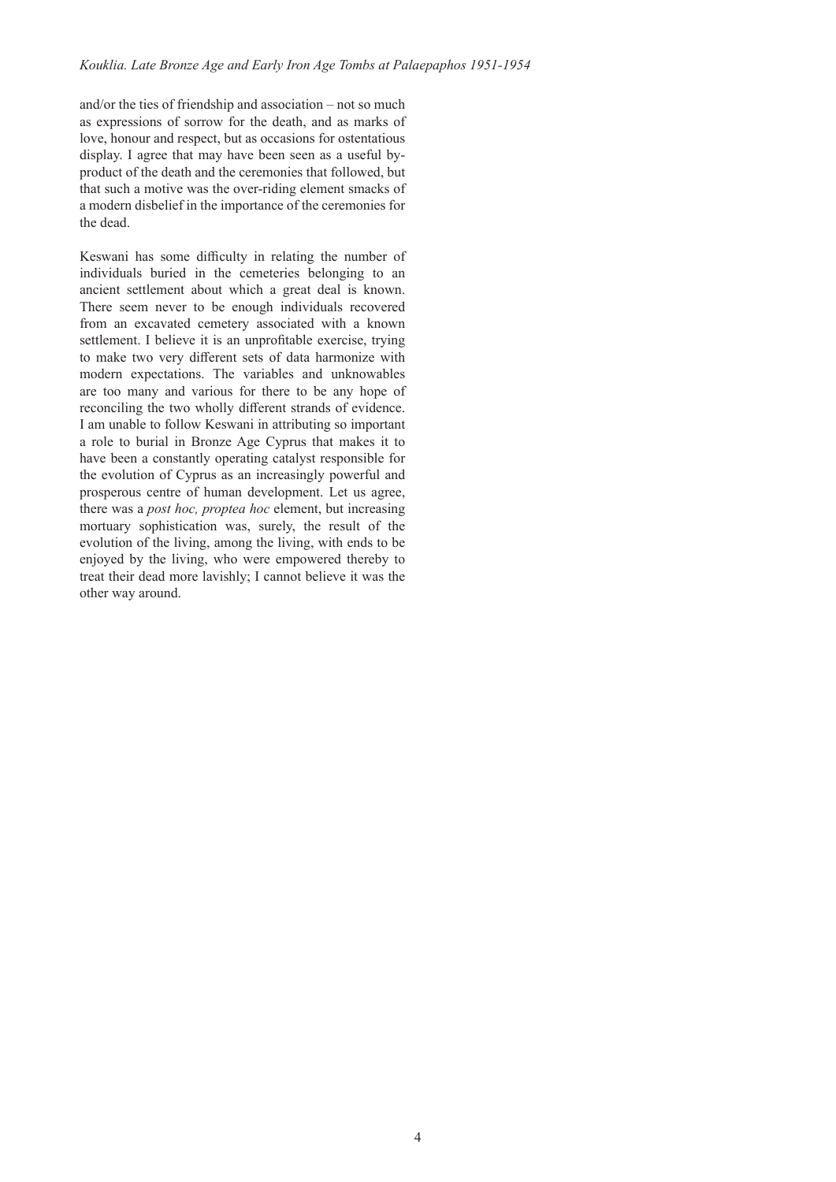and/or the ties of friendship and association – not so much as expressions of sorrow for the death, and as marks of love, honour and respect, but as occasions for ostentatious display. I agree that may have been seen as a useful by-product of the death and the ceremonies that followed, but that such a motive was the over-riding element smacks of a modern disbelief in the importance of the ceremonies for the dead.

Keswani has some difficulty in relating the number of individuals buried in the cemeteries belonging to an ancient settlement about which a great deal is known. There seem never to be enough individuals recovered from an excavated cemetery associated with a known settlement. I believe it is an unprofitable exercise, trying to make two very different sets of data harmonize with modern expectations. The variables and unknowables are too many and various for there to be any hope of reconciling the two wholly different strands of evidence. I am unable to follow Keswani in attributing so important a role to burial in Bronze Age Cyprus that makes it to have been a constantly operating catalyst responsible for the evolution of Cyprus as an increasingly powerful and prosperous centre of human development. Let us agree, there was a *post hoc, proptea hoc* element, but increasing mortuary sophistication was, surely, the result of the evolution of the living, among the living, with ends to be enjoyed by the living, who were empowered thereby to treat their dead more lavishly; I cannot believe it was the other way around.